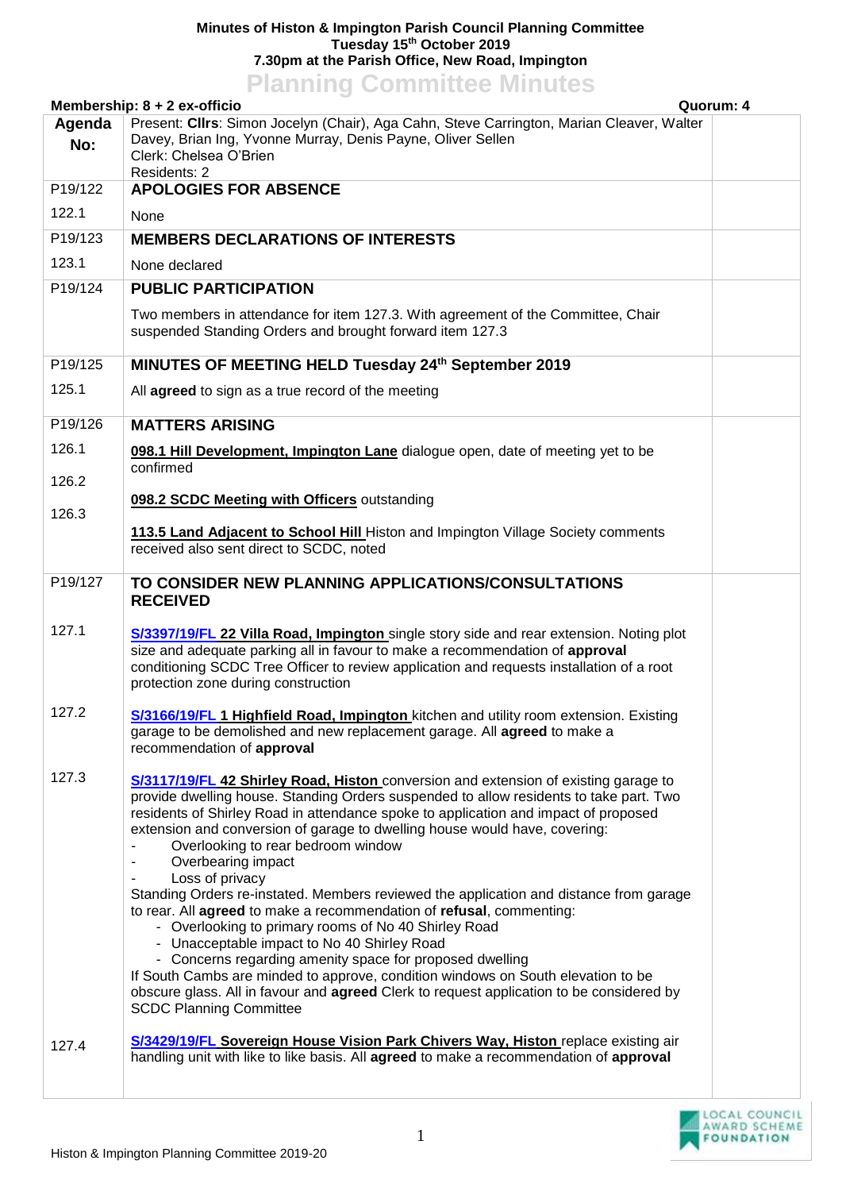**Minutes of Histon & Impington Parish Council Planning Committee**
**Tuesday 15th October 2019**
**7.30pm at the Parish Office, New Road, Impington**

# Planning Committee Minutes

**Membership: 8 + 2 ex-officio** **Quorum: 4**

| **Agenda No:** | Present: **Cllrs**: Simon Jocelyn (Chair), Aga Cahn, Steve Carrington, Marian Cleaver, Walter Davey, Brian Ing, Yvonne Murray, Denis Payne, Oliver Sellen<br>Clerk: Chelsea O'Brien<br>Residents: 2 | |
|---|---|---|
| P19/122 | **APOLOGIES FOR ABSENCE** | |
| 122.1 | None | |
| P19/123 | **MEMBERS DECLARATIONS OF INTERESTS** | |
| 123.1 | None declared | |
| P19/124 | **PUBLIC PARTICIPATION**<br><br>Two members in attendance for item 127.3. With agreement of the Committee, Chair suspended Standing Orders and brought forward item 127.3 | |
| P19/125 | **MINUTES OF MEETING HELD Tuesday 24th September 2019** | |
| 125.1 | All **agreed** to sign as a true record of the meeting | |
| P19/126 | **MATTERS ARISING** | |
| 126.1<br><br>126.2<br><br>126.3 | **098.1 Hill Development, Impington Lane** dialogue open, date of meeting yet to be confirmed<br><br>**098.2 SCDC Meeting with Officers** outstanding<br><br>**113.5 Land Adjacent to School Hill** Histon and Impington Village Society comments received also sent direct to SCDC, noted | |
| P19/127 | **TO CONSIDER NEW PLANNING APPLICATIONS/CONSULTATIONS RECEIVED** | |
| 127.1 | **S/3397/19/FL 22 Villa Road, Impington** single story side and rear extension. Noting plot size and adequate parking all in favour to make a recommendation of **approval** conditioning SCDC Tree Officer to review application and requests installation of a root protection zone during construction | |
| 127.2 | **S/3166/19/FL 1 Highfield Road, Impington** kitchen and utility room extension. Existing garage to be demolished and new replacement garage. All **agreed** to make a recommendation of **approval** | |
| 127.3 | **S/3117/19/FL 42 Shirley Road, Histon** conversion and extension of existing garage to provide dwelling house. Standing Orders suspended to allow residents to take part. Two residents of Shirley Road in attendance spoke to application and impact of proposed extension and conversion of garage to dwelling house would have, covering:<br>- Overlooking to rear bedroom window<br>- Overbearing impact<br>- Loss of privacy<br>Standing Orders re-instated. Members reviewed the application and distance from garage to rear. All **agreed** to make a recommendation of **refusal**, commenting:<br>- Overlooking to primary rooms of No 40 Shirley Road<br>- Unacceptable impact to No 40 Shirley Road<br>- Concerns regarding amenity space for proposed dwelling<br>If South Cambs are minded to approve, condition windows on South elevation to be obscure glass. All in favour and **agreed** Clerk to request application to be considered by SCDC Planning Committee | |
| 127.4 | **S/3429/19/FL Sovereign House Vision Park Chivers Way, Histon** replace existing air handling unit with like to like basis. All **agreed** to make a recommendation of **approval** | |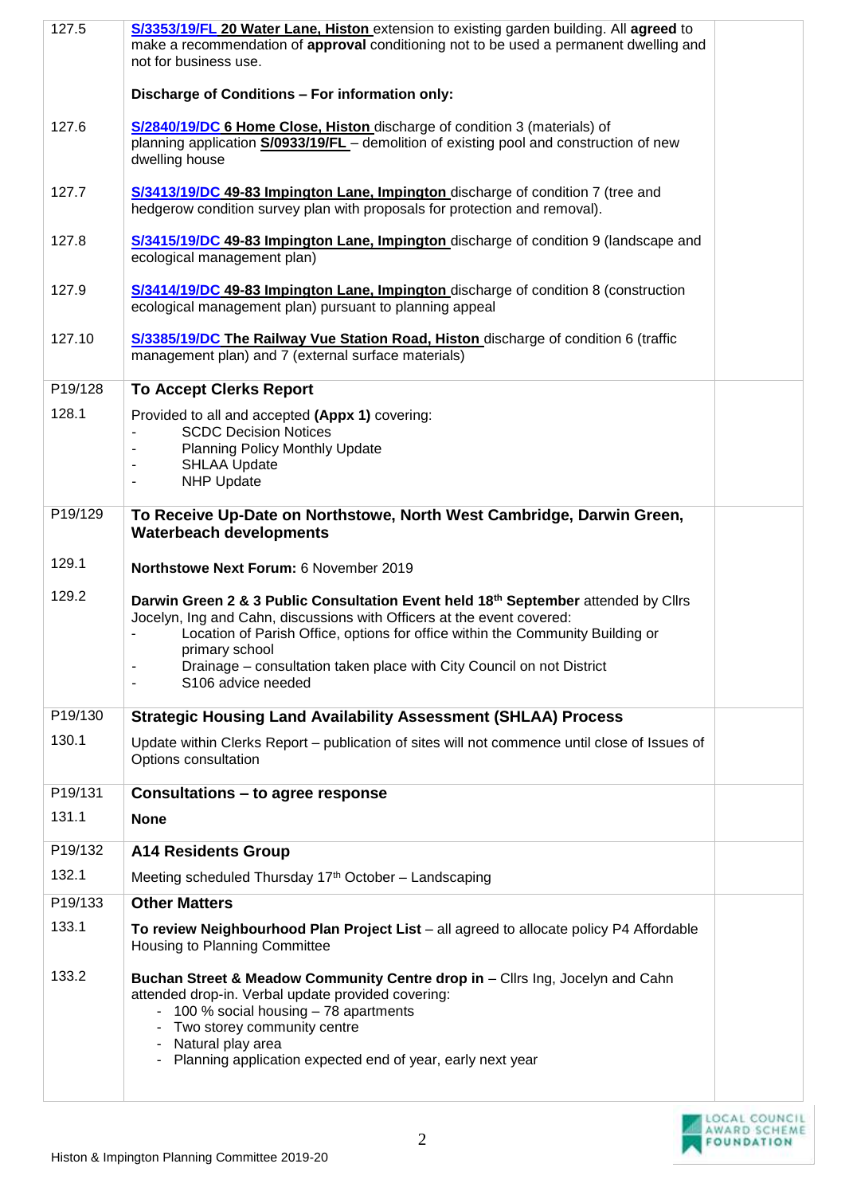| | | |
|---|---|---|
| 127.5 | **S/3353/19/FL 20 Water Lane, Histon** extension to existing garden building. All **agreed** to make a recommendation of **approval** conditioning not to be used a permanent dwelling and not for business use.<br><br>**Discharge of Conditions – For information only:** | |
| 127.6 | **S/2840/19/DC 6 Home Close, Histon** discharge of condition 3 (materials) of planning application **S/0933/19/FL** – demolition of existing pool and construction of new dwelling house | |
| 127.7 | **S/3413/19/DC 49-83 Impington Lane, Impington** discharge of condition 7 (tree and hedgerow condition survey plan with proposals for protection and removal). | |
| 127.8 | **S/3415/19/DC 49-83 Impington Lane, Impington** discharge of condition 9 (landscape and ecological management plan) | |
| 127.9 | **S/3414/19/DC 49-83 Impington Lane, Impington** discharge of condition 8 (construction ecological management plan) pursuant to planning appeal | |
| 127.10 | **S/3385/19/DC The Railway Vue Station Road, Histon** discharge of condition 6 (traffic management plan) and 7 (external surface materials) | |
| P19/128 | **To Accept Clerks Report** | |
| 128.1 | Provided to all and accepted **(Appx 1)** covering:<br>- SCDC Decision Notices<br>- Planning Policy Monthly Update<br>- SHLAA Update<br>- NHP Update | |
| P19/129 | **To Receive Up-Date on Northstowe, North West Cambridge, Darwin Green, Waterbeach developments** | |
| 129.1 | **Northstowe Next Forum:** 6 November 2019 | |
| 129.2 | **Darwin Green 2 & 3 Public Consultation Event held 18th September** attended by Cllrs Jocelyn, Ing and Cahn, discussions with Officers at the event covered:<br>- Location of Parish Office, options for office within the Community Building or primary school<br>- Drainage – consultation taken place with City Council on not District<br>- S106 advice needed | |
| P19/130 | **Strategic Housing Land Availability Assessment (SHLAA) Process** | |
| 130.1 | Update within Clerks Report – publication of sites will not commence until close of Issues of Options consultation | |
| P19/131 | **Consultations – to agree response** | |
| 131.1 | **None** | |
| P19/132 | **A14 Residents Group** | |
| 132.1 | Meeting scheduled Thursday 17th October – Landscaping | |
| P19/133 | **Other Matters** | |
| 133.1 | **To review Neighbourhood Plan Project List** – all agreed to allocate policy P4 Affordable Housing to Planning Committee | |
| 133.2 | **Buchan Street & Meadow Community Centre drop in** – Cllrs Ing, Jocelyn and Cahn attended drop-in. Verbal update provided covering:<br>- 100 % social housing – 78 apartments<br>- Two storey community centre<br>- Natural play area<br>- Planning application expected end of year, early next year | |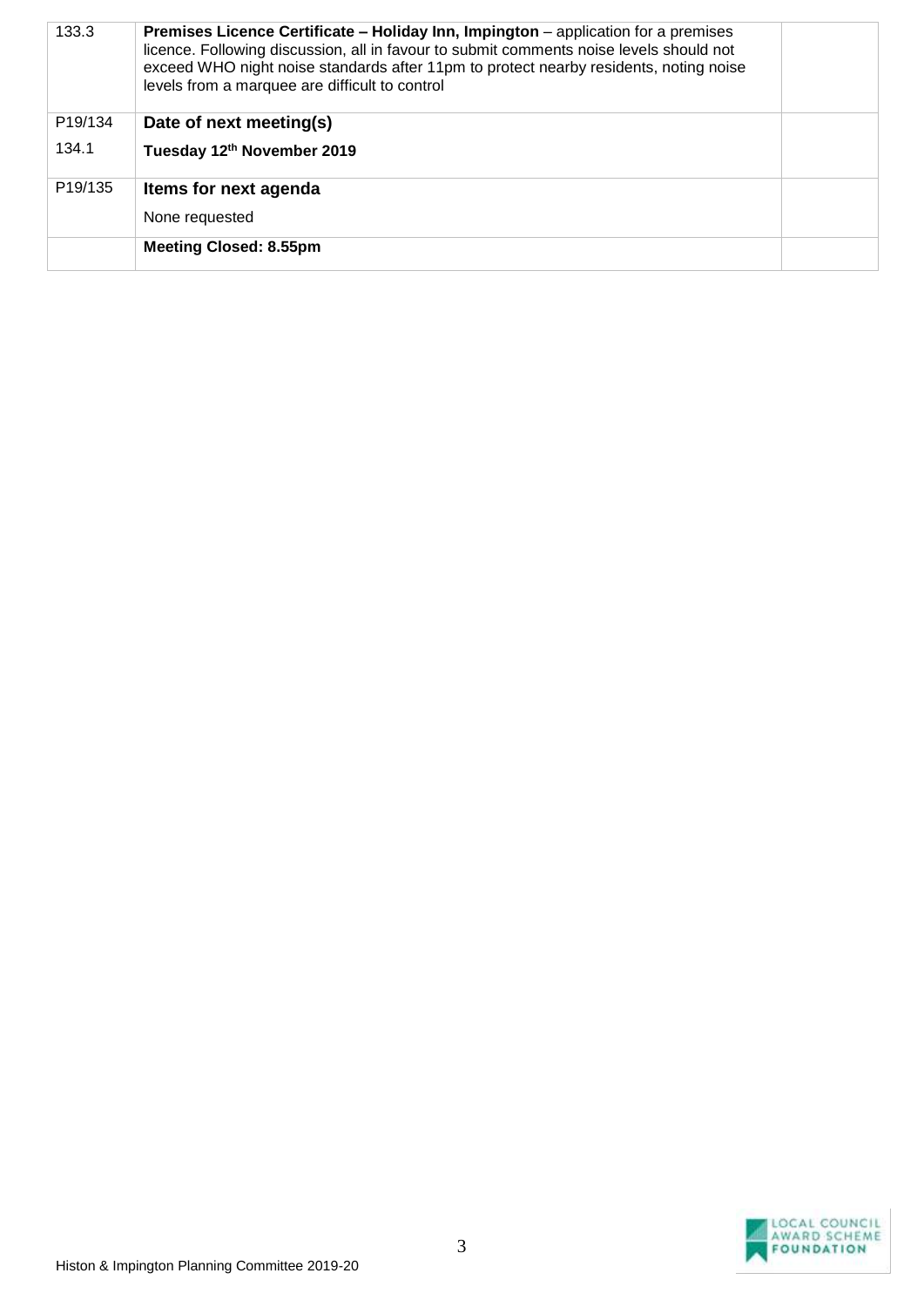| | | |
|---|---|---|
| 133.3 | **Premises Licence Certificate – Holiday Inn, Impington** – application for a premises licence. Following discussion, all in favour to submit comments noise levels should not exceed WHO night noise standards after 11pm to protect nearby residents, noting noise levels from a marquee are difficult to control | |
| P19/134 | **Date of next meeting(s)** | |
| 134.1 | **Tuesday 12th November 2019** | |
| P19/135 | **Items for next agenda**<br>None requested | |
| | **Meeting Closed: 8.55pm** | |